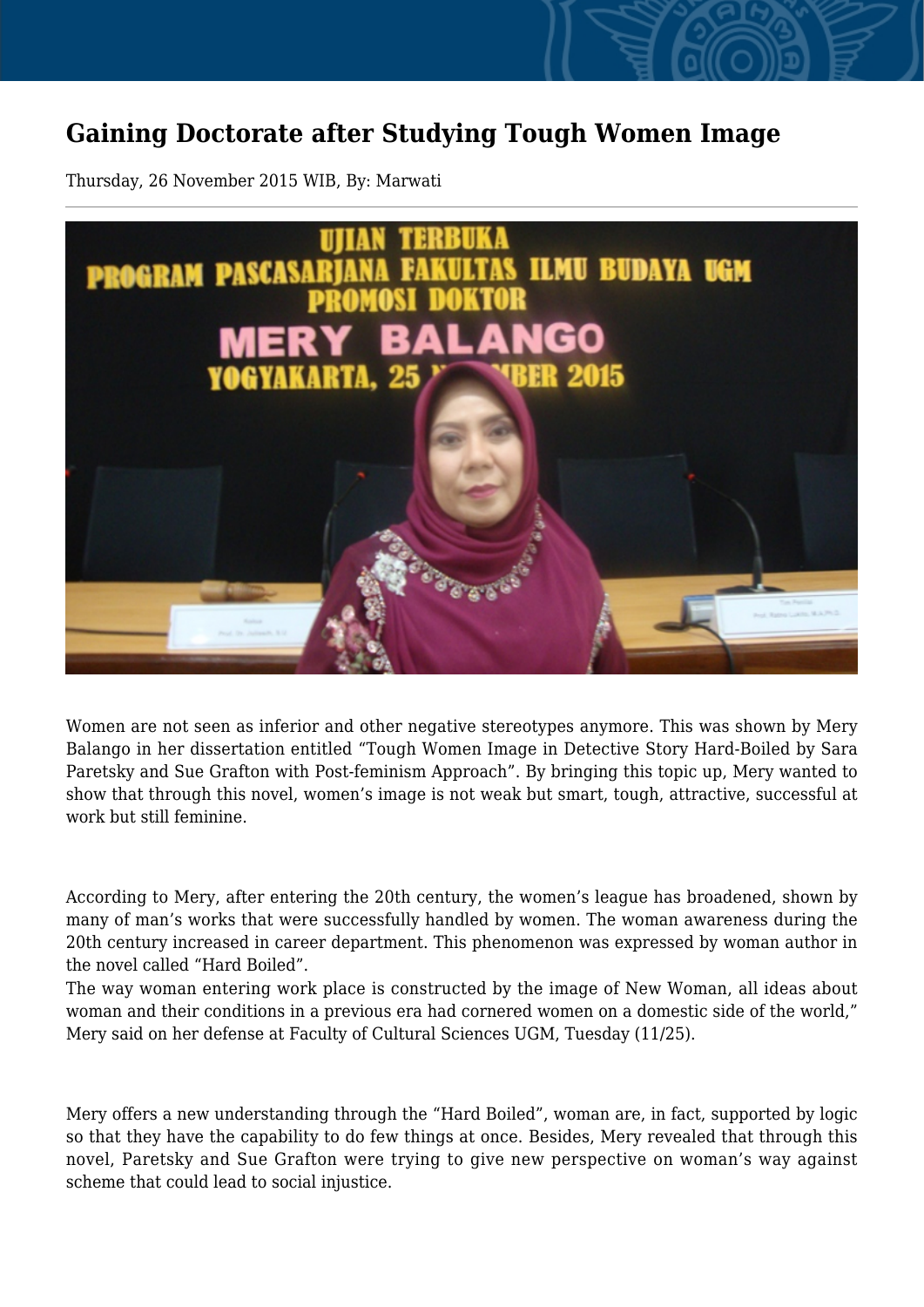# Gaining Doctorate after Studying Tough Women Image

Thursday, 26 November 2015 WIB, By: Marwati

Women are not seen as inferior and other negative stereotypes anymore. This was shown by Mery Balango in her dissertation entitled "Tough Women Image in Detective Story Hard-Boiled by Sara Paretsky and Sue Grafton with Post-feminism Approach". By bringing this topic up, Mery wanted to show that through this novel, women's image is not weak but smart, tough, attractive, successful at work but still feminine.

According to Mery, after entering the 20th century, the women's league has broadened, shown by many of man's works that were successfully handled by women. The woman awareness during the 20th century increased in career department. This phenomenon was expressed by woman author in the novel called "Hard Boiled".
The way woman entering work place is constructed by the image of New Woman, all ideas about woman and their conditions in a previous era had cornered women on a domestic side of the world," Mery said on her defense at Faculty of Cultural Sciences UGM, Tuesday (11/25).

Mery offers a new understanding through the "Hard Boiled", woman are, in fact, supported by logic so that they have the capability to do few things at once. Besides, Mery revealed that through this novel, Paretsky and Sue Grafton were trying to give new perspective on woman's way against scheme that could lead to social injustice.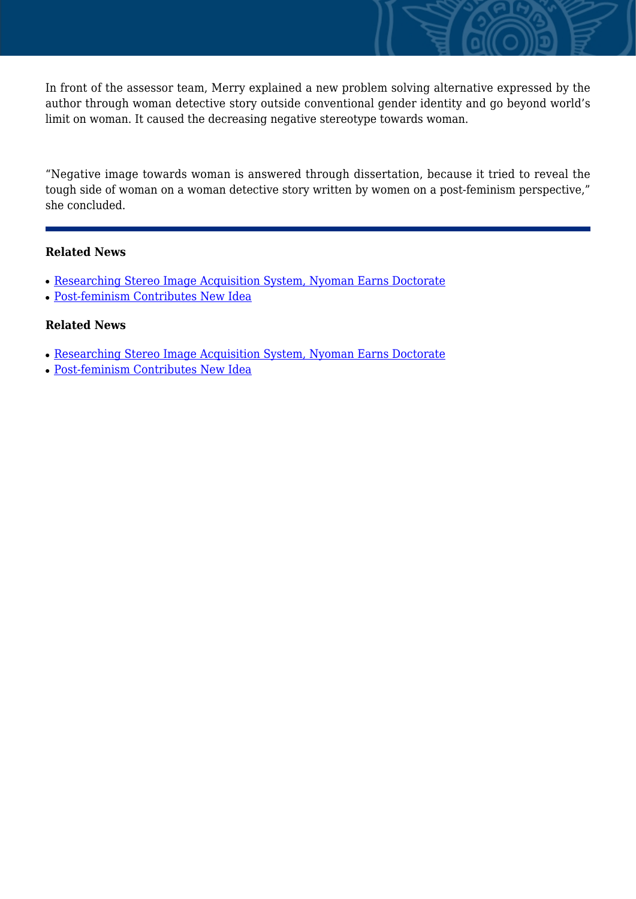In front of the assessor team, Merry explained a new problem solving alternative expressed by the author through woman detective story outside conventional gender identity and go beyond world's limit on woman. It caused the decreasing negative stereotype towards woman.

"Negative image towards woman is answered through dissertation, because it tried to reveal the tough side of woman on a woman detective story written by women on a post-feminism perspective," she concluded.

---

**Related News**

- Researching Stereo Image Acquisition System, Nyoman Earns Doctorate
- Post-feminism Contributes New Idea

**Related News**

- Researching Stereo Image Acquisition System, Nyoman Earns Doctorate
- Post-feminism Contributes New Idea